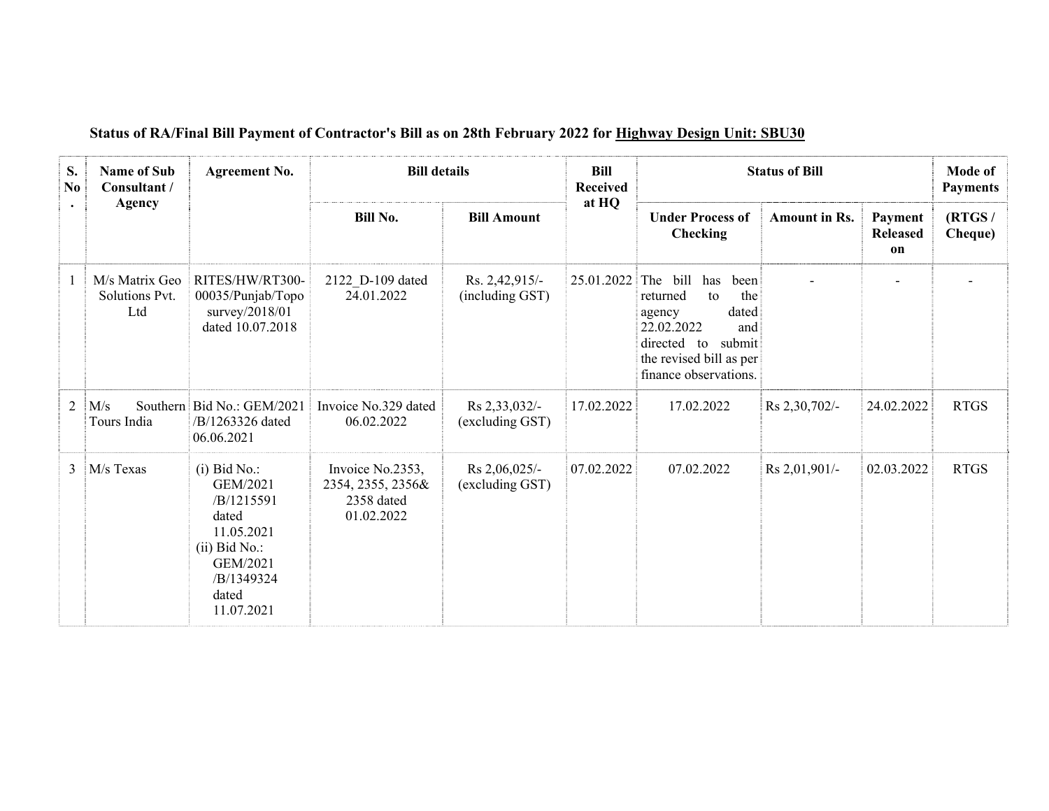**Status of RA/Final Bill Payment of Contractor's Bill as on 28th February 2022 for Highway Design Unit: SBU30**

| S. No. | Name of Sub Consultant / Agency | Agreement No. | Bill details | | Bill Received at HQ | Status of Bill | | | Mode of Payments |
|---|---|---|---|---|---|---|---|---|---|
| | | | Bill No. | Bill Amount | | Under Process of Checking | Amount in Rs. | Payment Released on | (RTGS / Cheque) |
| 1 | M/s Matrix Geo Solutions Pvt. Ltd | RITES/HW/RT300-00035/Punjab/Topo survey/2018/01 dated 10.07.2018 | 2122_D-109 dated 24.01.2022 | Rs. 2,42,915/- (including GST) | 25.01.2022 | The bill has been returned to the agency dated 22.02.2022 and directed to submit the revised bill as per finance observations. | - | - | - |
| 2 | M/s Southern Tours India | Bid No.: GEM/2021 /B/1263326 dated 06.06.2021 | Invoice No.329 dated 06.02.2022 | Rs 2,33,032/- (excluding GST) | 17.02.2022 | 17.02.2022 | Rs 2,30,702/- | 24.02.2022 | RTGS |
| 3 | M/s Texas | (i) Bid No.: GEM/2021 /B/1215591 dated 11.05.2021 (ii) Bid No.: GEM/2021 /B/1349324 dated 11.07.2021 | Invoice No.2353, 2354, 2355, 2356& 2358 dated 01.02.2022 | Rs 2,06,025/- (excluding GST) | 07.02.2022 | 07.02.2022 | Rs 2,01,901/- | 02.03.2022 | RTGS |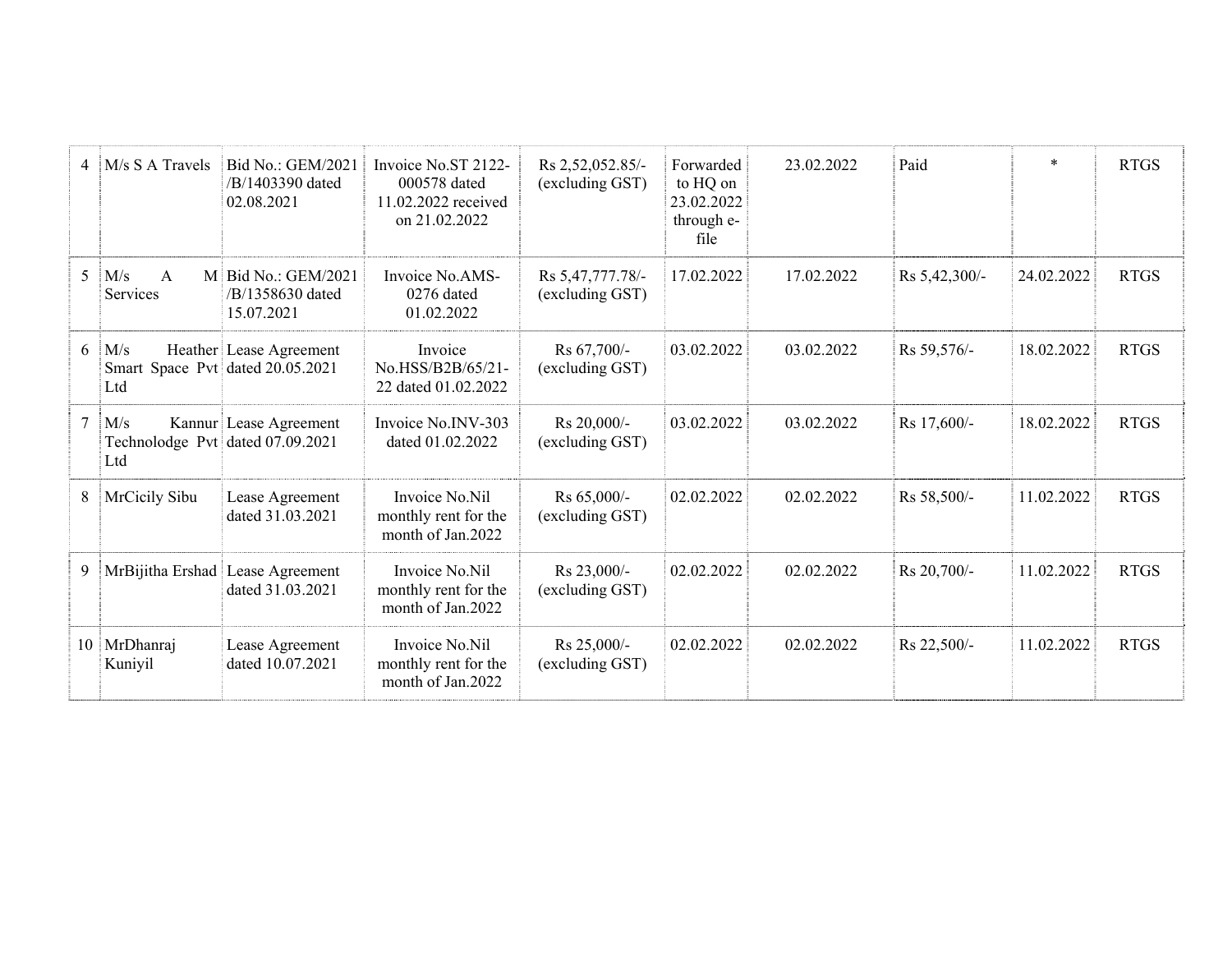| | | | | | | | | | |
|---|---|---|---|---|---|---|---|---|---|
| 4 | M/s S A Travels | Bid No.: GEM/2021 /B/1403390 dated 02.08.2021 | Invoice No.ST 2122-000578 dated 11.02.2022 received on 21.02.2022 | Rs 2,52,052.85/- (excluding GST) | Forwarded to HQ on 23.02.2022 through e-file | 23.02.2022 | Paid | * | RTGS |
| 5 | M/s A M Services | Bid No.: GEM/2021 /B/1358630 dated 15.07.2021 | Invoice No.AMS-0276 dated 01.02.2022 | Rs 5,47,777.78/- (excluding GST) | 17.02.2022 | 17.02.2022 | Rs 5,42,300/- | 24.02.2022 | RTGS |
| 6 | M/s Heather Smart Space Pvt Ltd | Lease Agreement dated 20.05.2021 | Invoice No.HSS/B2B/65/21-22 dated 01.02.2022 | Rs 67,700/- (excluding GST) | 03.02.2022 | 03.02.2022 | Rs 59,576/- | 18.02.2022 | RTGS |
| 7 | M/s Kannur Technolodge Pvt Ltd | Lease Agreement dated 07.09.2021 | Invoice No.INV-303 dated 01.02.2022 | Rs 20,000/- (excluding GST) | 03.02.2022 | 03.02.2022 | Rs 17,600/- | 18.02.2022 | RTGS |
| 8 | MrCicily Sibu | Lease Agreement dated 31.03.2021 | Invoice No.Nil monthly rent for the month of Jan.2022 | Rs 65,000/- (excluding GST) | 02.02.2022 | 02.02.2022 | Rs 58,500/- | 11.02.2022 | RTGS |
| 9 | MrBijitha Ershad | Lease Agreement dated 31.03.2021 | Invoice No.Nil monthly rent for the month of Jan.2022 | Rs 23,000/- (excluding GST) | 02.02.2022 | 02.02.2022 | Rs 20,700/- | 11.02.2022 | RTGS |
| 10 | MrDhanraj Kuniyil | Lease Agreement dated 10.07.2021 | Invoice No.Nil monthly rent for the month of Jan.2022 | Rs 25,000/- (excluding GST) | 02.02.2022 | 02.02.2022 | Rs 22,500/- | 11.02.2022 | RTGS |